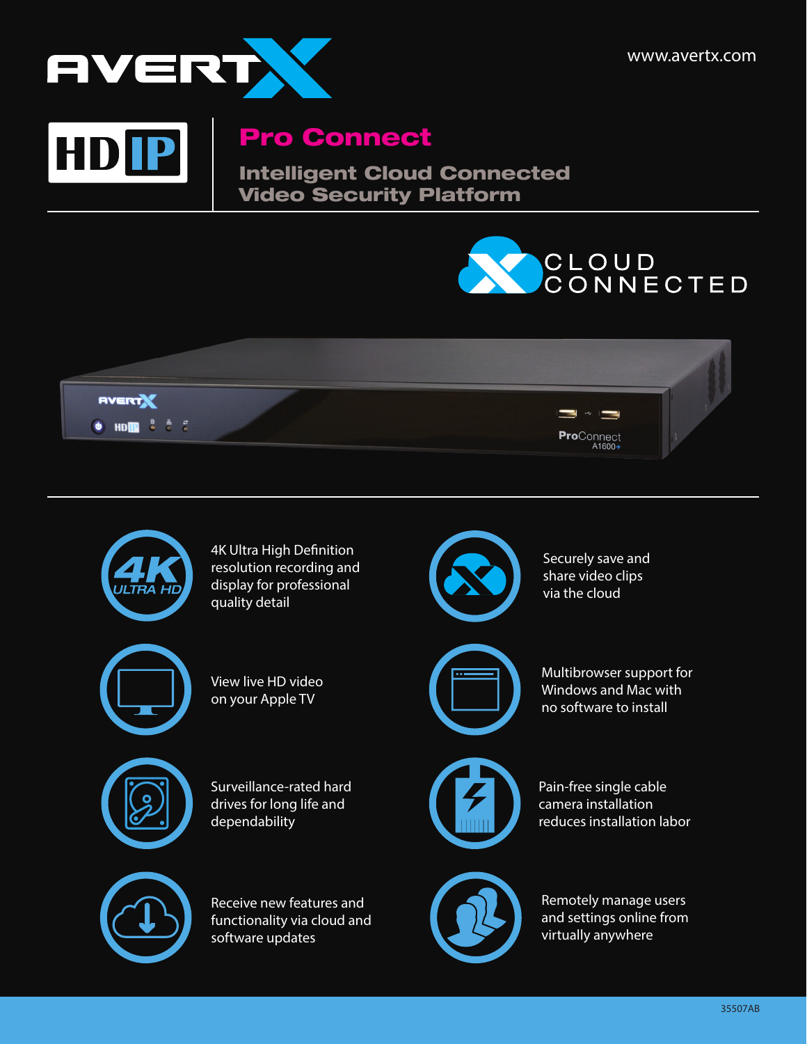AVERTX

www.avertx.com

HD IP

# Pro Connect

## Intelligent Cloud Connected Video Security Platform

CLOUD CONNECTED

- 4K Ultra High Definition resolution recording and display for professional quality detail
- Securely save and share video clips via the cloud
- View live HD video on your Apple TV
- Multibrowser support for Windows and Mac with no software to install
- Surveillance-rated hard drives for long life and dependability
- Pain-free single cable camera installation reduces installation labor
- Receive new features and functionality via cloud and software updates
- Remotely manage users and settings online from virtually anywhere

35507AB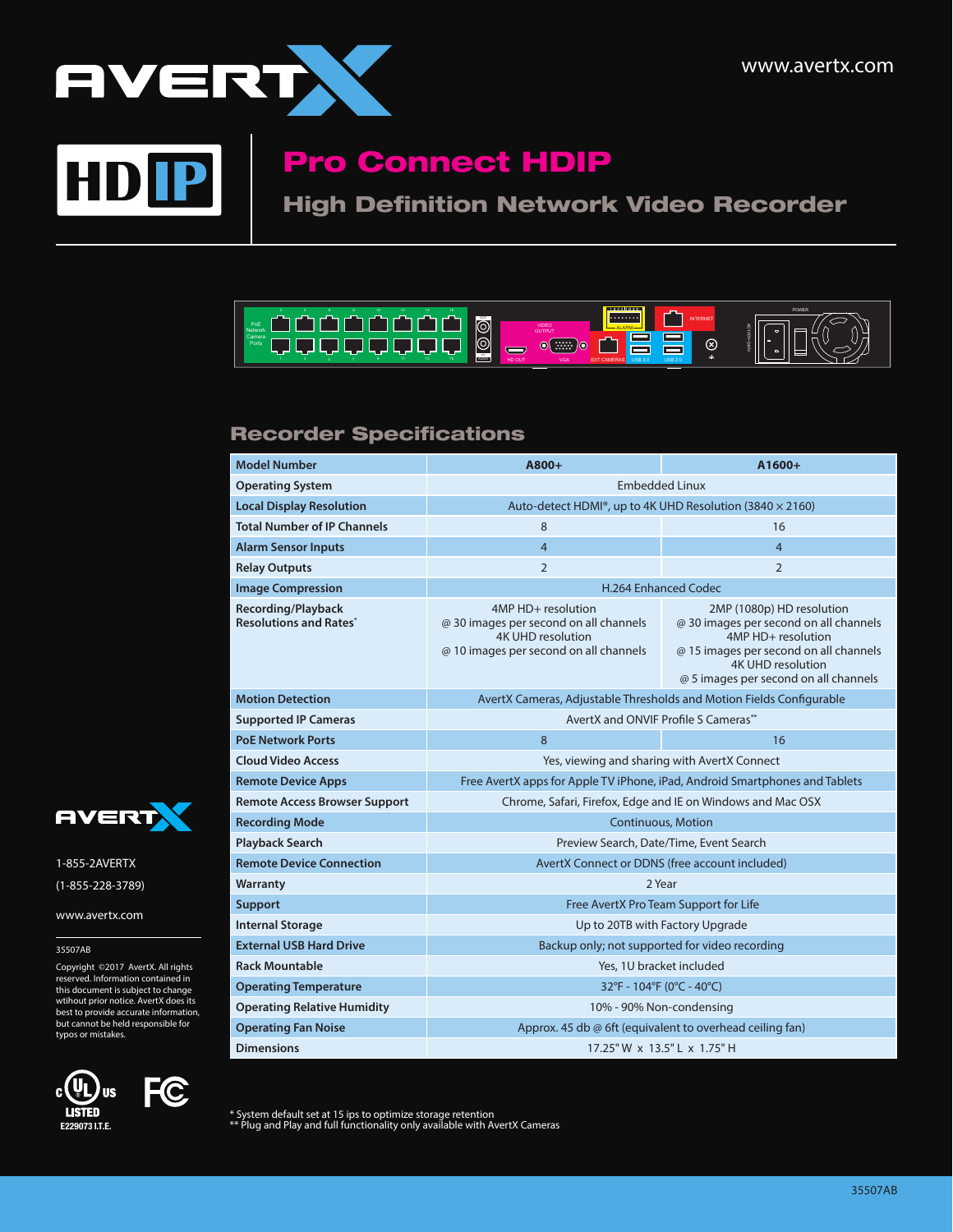www.avertx.com

# Pro Connect HDIP

## High Definition Network Video Recorder

## Recorder Specifications

| Model Number | A800+ | A1600+ |
|---|---|---|
| Operating System | Embedded Linux | |
| Local Display Resolution | Auto-detect HDMI®, up to 4K UHD Resolution (3840 × 2160) | |
| Total Number of IP Channels | 8 | 16 |
| Alarm Sensor Inputs | 4 | 4 |
| Relay Outputs | 2 | 2 |
| Image Compression | H.264 Enhanced Codec | |
| Recording/Playback Resolutions and Rates* | 4MP HD+ resolution @ 30 images per second on all channels 4K UHD resolution @ 10 images per second on all channels | 2MP (1080p) HD resolution @ 30 images per second on all channels 4MP HD+ resolution @ 15 images per second on all channels 4K UHD resolution @ 5 images per second on all channels |
| Motion Detection | AvertX Cameras, Adjustable Thresholds and Motion Fields Configurable | |
| Supported IP Cameras | AvertX and ONVIF Profile S Cameras** | |
| PoE Network Ports | 8 | 16 |
| Cloud Video Access | Yes, viewing and sharing with AvertX Connect | |
| Remote Device Apps | Free AvertX apps for Apple TV iPhone, iPad, Android Smartphones and Tablets | |
| Remote Access Browser Support | Chrome, Safari, Firefox, Edge and IE on Windows and Mac OSX | |
| Recording Mode | Continuous, Motion | |
| Playback Search | Preview Search, Date/Time, Event Search | |
| Remote Device Connection | AvertX Connect or DDNS (free account included) | |
| Warranty | 2 Year | |
| Support | Free AvertX Pro Team Support for Life | |
| Internal Storage | Up to 20TB with Factory Upgrade | |
| External USB Hard Drive | Backup only; not supported for video recording | |
| Rack Mountable | Yes, 1U bracket included | |
| Operating Temperature | 32°F - 104°F (0°C - 40°C) | |
| Operating Relative Humidity | 10% - 90% Non-condensing | |
| Operating Fan Noise | Approx. 45 db @ 6ft (equivalent to overhead ceiling fan) | |
| Dimensions | 17.25" W x 13.5" L x 1.75" H | |

\* System default set at 15 ips to optimize storage retention
\** Plug and Play and full functionality only available with AvertX Cameras

1-855-2AVERTX
(1-855-228-3789)

www.avertx.com

35507AB

Copyright ©2017 AvertX. All rights reserved. Information contained in this document is subject to change wtihout prior notice. AvertX does its best to provide accurate information, but cannot be held responsible for typos or mistakes.

LISTED E229073 I.T.E.